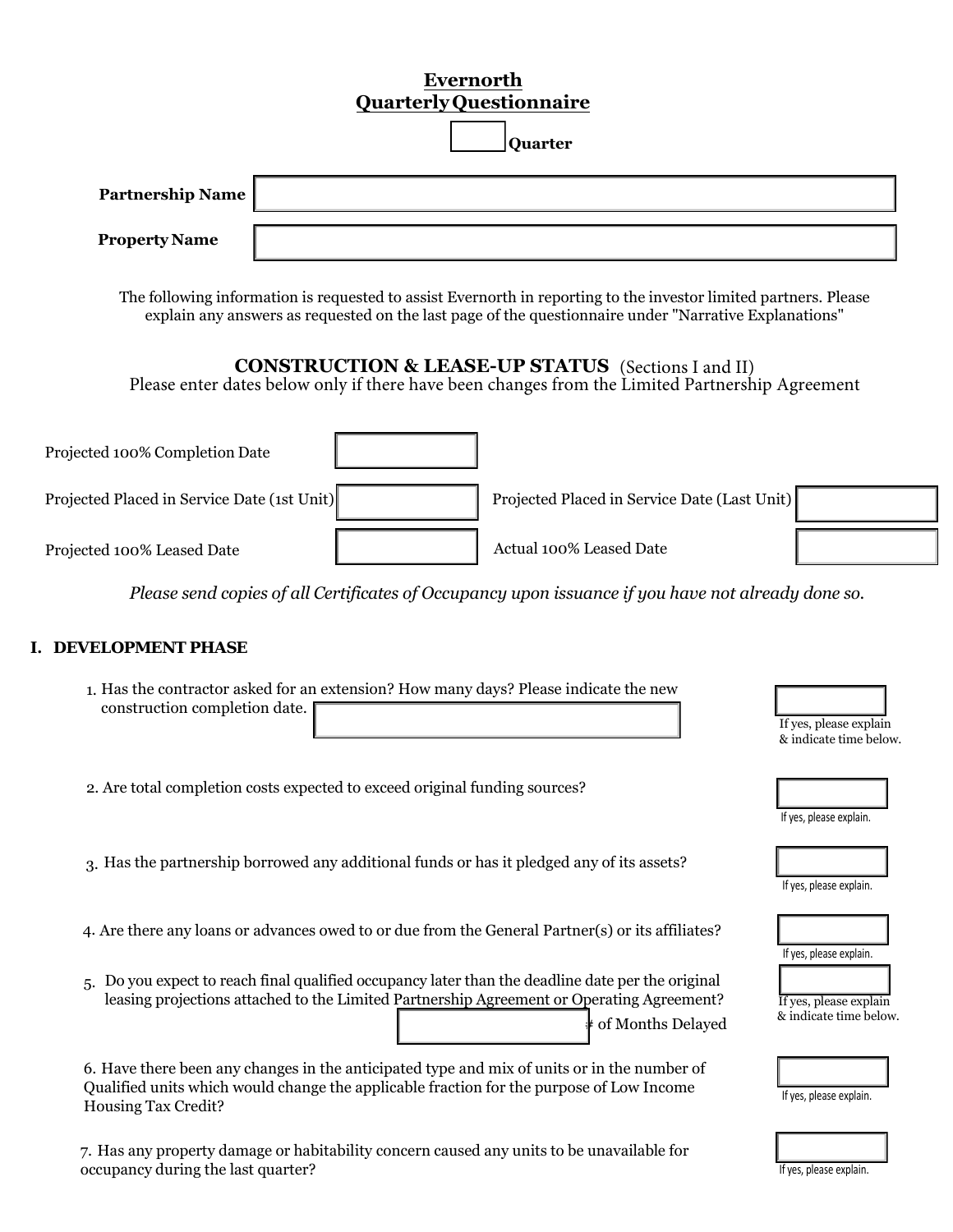# Evernorth
# Quarterly Questionnaire

Quarter

**Partnership Name**

**Property Name**

The following information is requested to assist Evernorth in reporting to the investor limited partners. Please explain any answers as requested on the last page of the questionnaire under "Narrative Explanations"

## CONSTRUCTION & LEASE-UP STATUS (Sections I and II)

Please enter dates below only if there have been changes from the Limited Partnership Agreement

Projected 100% Completion Date

Projected Placed in Service Date (1st Unit)

Projected Placed in Service Date (Last Unit)

Projected 100% Leased Date

Actual 100% Leased Date

*Please send copies of all Certificates of Occupancy upon issuance if you have not already done so.*

## I. DEVELOPMENT PHASE

1. Has the contractor asked for an extension? How many days? Please indicate the new construction completion date.

   If yes, please explain & indicate time below.

2. Are total completion costs expected to exceed original funding sources?

   If yes, please explain.

3. Has the partnership borrowed any additional funds or has it pledged any of its assets?

   If yes, please explain.

4. Are there any loans or advances owed to or due from the General Partner(s) or its affiliates?

   If yes, please explain.

5. Do you expect to reach final qualified occupancy later than the deadline date per the original leasing projections attached to the Limited Partnership Agreement or Operating Agreement?

   # of Months Delayed

   If yes, please explain & indicate time below.

6. Have there been any changes in the anticipated type and mix of units or in the number of Qualified units which would change the applicable fraction for the purpose of Low Income Housing Tax Credit?

   If yes, please explain.

7. Has any property damage or habitability concern caused any units to be unavailable for occupancy during the last quarter?

   If yes, please explain.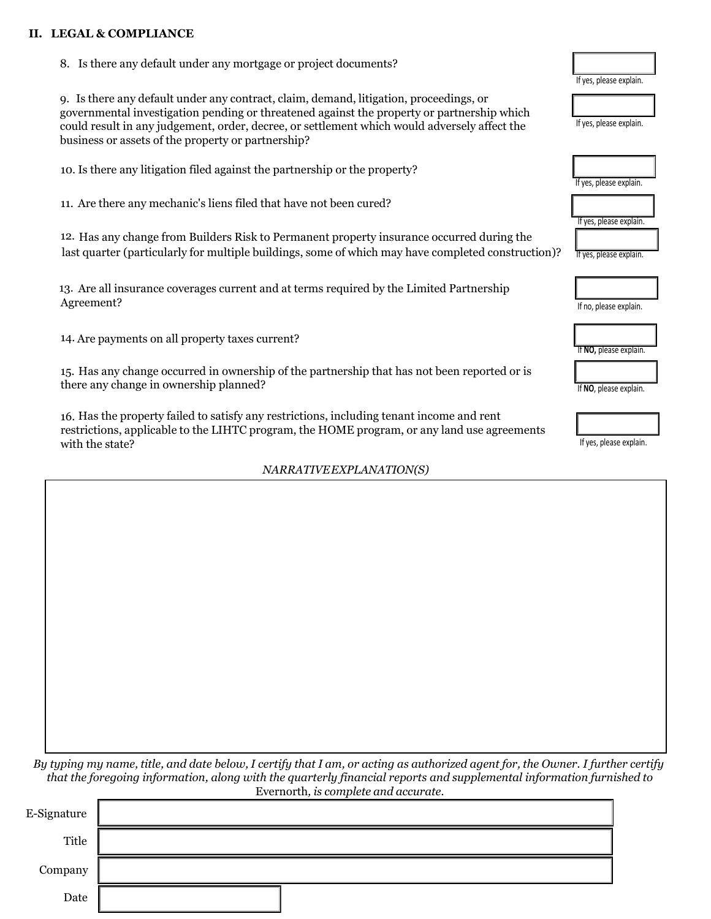## II. LEGAL & COMPLIANCE

8. Is there any default under any mortgage or project documents?

   If yes, please explain.

9. Is there any default under any contract, claim, demand, litigation, proceedings, or governmental investigation pending or threatened against the property or partnership which could result in any judgement, order, decree, or settlement which would adversely affect the business or assets of the property or partnership?

   If yes, please explain.

10. Is there any litigation filed against the partnership or the property?

    If yes, please explain.

11. Are there any mechanic's liens filed that have not been cured?

    If yes, please explain.

12. Has any change from Builders Risk to Permanent property insurance occurred during the last quarter (particularly for multiple buildings, some of which may have completed construction)?

    If yes, please explain.

13. Are all insurance coverages current and at terms required by the Limited Partnership Agreement?

    If no, please explain.

14. Are payments on all property taxes current?

    If **NO,** please explain.

15. Has any change occurred in ownership of the partnership that has not been reported or is there any change in ownership planned?

    If **NO**, please explain.

16. Has the property failed to satisfy any restrictions, including tenant income and rent restrictions, applicable to the LIHTC program, the HOME program, or any land use agreements with the state?

    If yes, please explain.

*NARRATIVE EXPLANATION(S)*

*By typing my name, title, and date below, I certify that I am, or acting as authorized agent for, the Owner. I further certify that the foregoing information, along with the quarterly financial reports and supplemental information furnished to* Evernorth*, is complete and accurate.*

E-Signature

Title

Company

Date